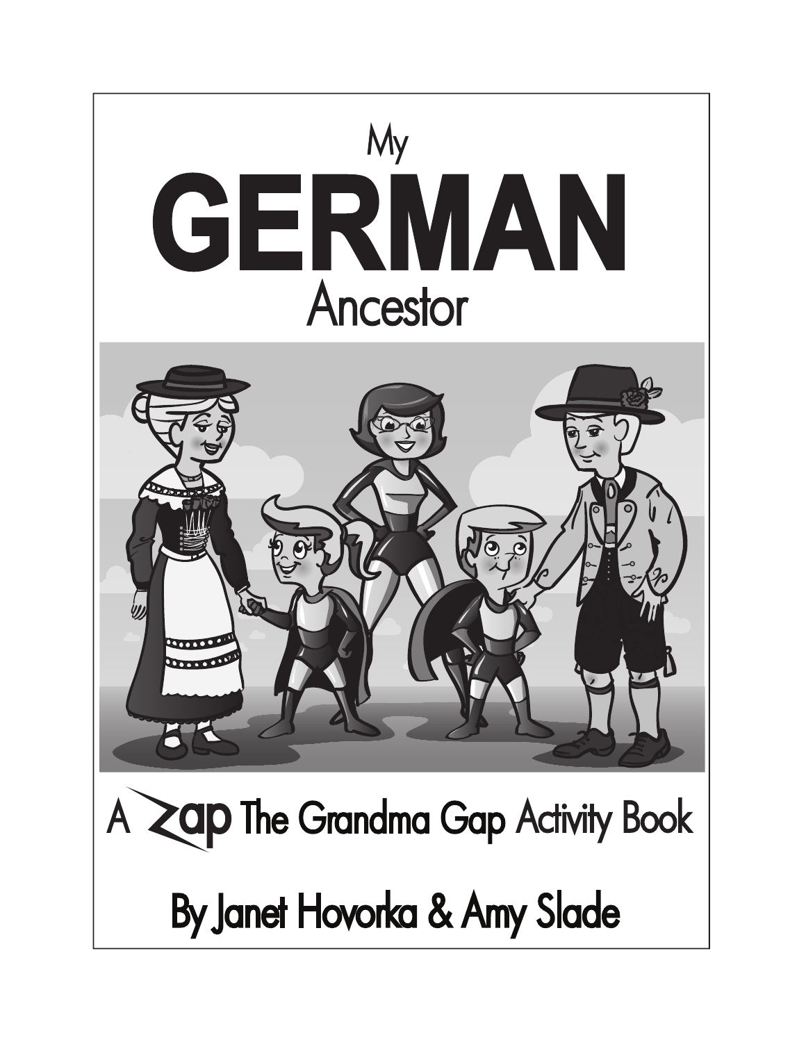# My GERMAN Ancestor

A Zap The Grandma Gap Activity Book

By Janet Hovorka & Amy Slade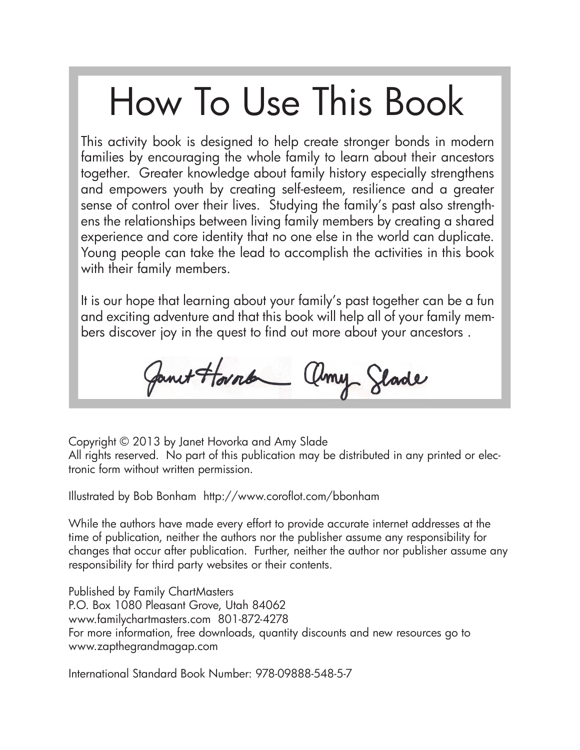# How To Use This Book

This activity book is designed to help create stronger bonds in modern families by encouraging the whole family to learn about their ancestors together. Greater knowledge about family history especially strengthens and empowers youth by creating self-esteem, resilience and a greater sense of control over their lives. Studying the family's past also strengthens the relationships between living family members by creating a shared experience and core identity that no one else in the world can duplicate. Young people can take the lead to accomplish the activities in this book with their family members.

It is our hope that learning about your family's past together can be a fun and exciting adventure and that this book will help all of your family members discover joy in the quest to find out more about your ancestors .

Janet Hovorka Amy Slade

Copyright © 2013 by Janet Hovorka and Amy Slade
All rights reserved. No part of this publication may be distributed in any printed or electronic form without written permission.

Illustrated by Bob Bonham http://www.coroflot.com/bbonham

While the authors have made every effort to provide accurate internet addresses at the time of publication, neither the authors nor the publisher assume any responsibility for changes that occur after publication. Further, neither the author nor publisher assume any responsibility for third party websites or their contents.

Published by Family ChartMasters
P.O. Box 1080 Pleasant Grove, Utah 84062
www.familychartmasters.com 801-872-4278
For more information, free downloads, quantity discounts and new resources go to www.zapthegrandmagap.com

International Standard Book Number: 978-09888-548-5-7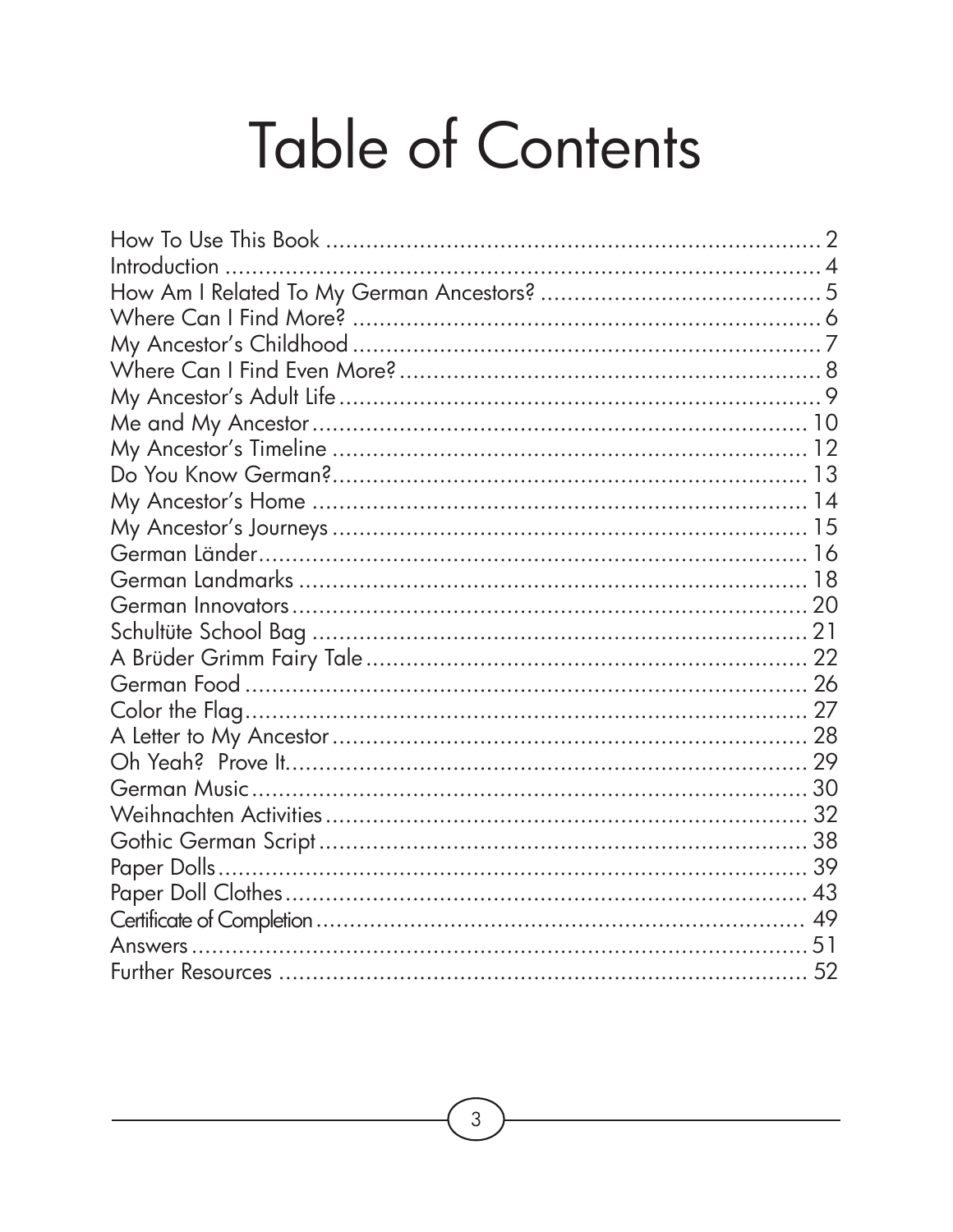# Table of Contents

| | |
|---|---|
| How To Use This Book | 2 |
| Introduction | 4 |
| How Am I Related To My German Ancestors? | 5 |
| Where Can I Find More? | 6 |
| My Ancestor's Childhood | 7 |
| Where Can I Find Even More? | 8 |
| My Ancestor's Adult Life | 9 |
| Me and My Ancestor | 10 |
| My Ancestor's Timeline | 12 |
| Do You Know German? | 13 |
| My Ancestor's Home | 14 |
| My Ancestor's Journeys | 15 |
| German Länder | 16 |
| German Landmarks | 18 |
| German Innovators | 20 |
| Schultüte School Bag | 21 |
| A Brüder Grimm Fairy Tale | 22 |
| German Food | 26 |
| Color the Flag | 27 |
| A Letter to My Ancestor | 28 |
| Oh Yeah? Prove It. | 29 |
| German Music | 30 |
| Weihnachten Activities | 32 |
| Gothic German Script | 38 |
| Paper Dolls | 39 |
| Paper Doll Clothes | 43 |
| Certificate of Completion | 49 |
| Answers | 51 |
| Further Resources | 52 |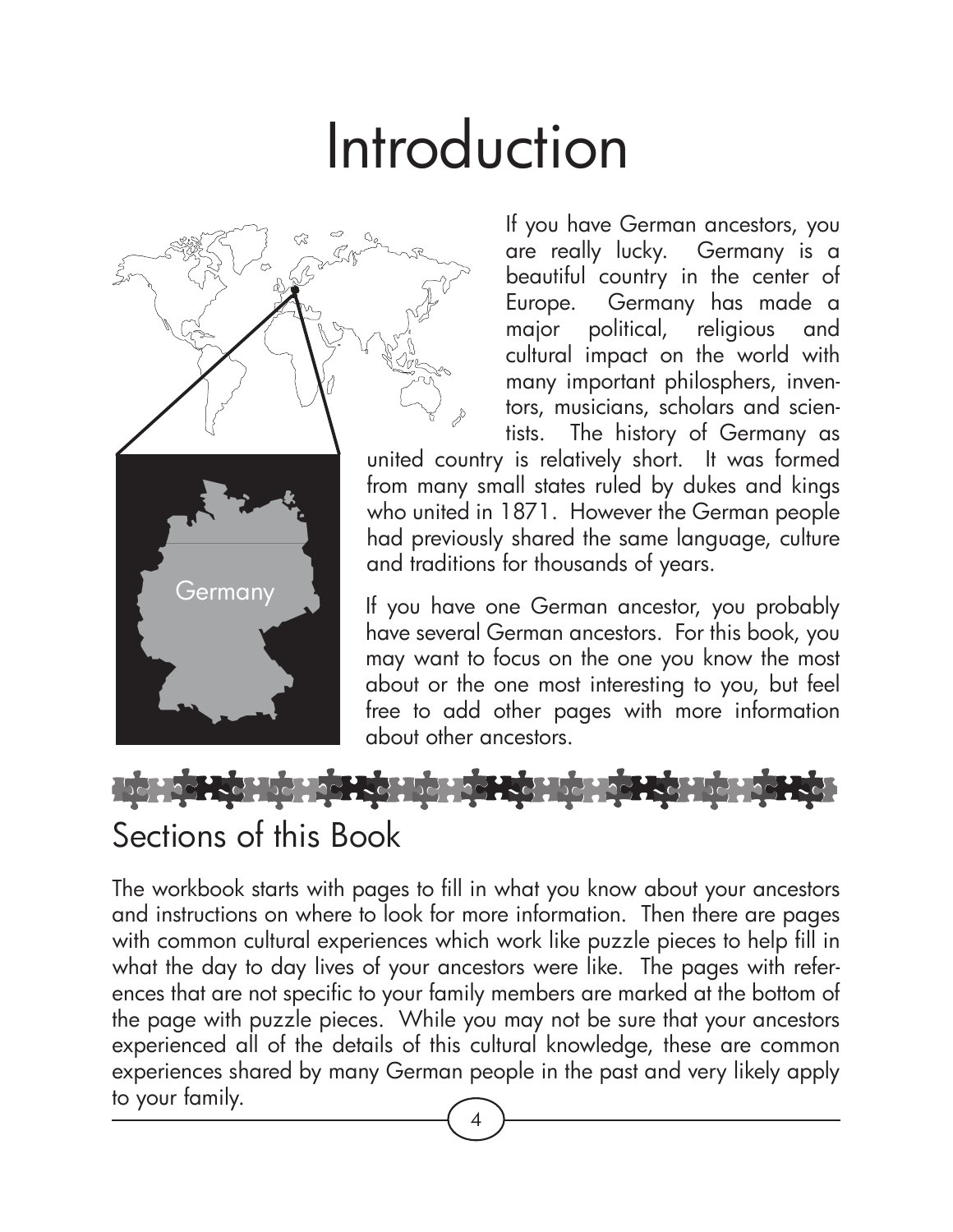# Introduction

Germany

If you have German ancestors, you are really lucky. Germany is a beautiful country in the center of Europe. Germany has made a major political, religious and cultural impact on the world with many important philosphers, inventors, musicians, scholars and scientists. The history of Germany as united country is relatively short. It was formed from many small states ruled by dukes and kings who united in 1871. However the German people had previously shared the same language, culture and traditions for thousands of years.

If you have one German ancestor, you probably have several German ancestors. For this book, you may want to focus on the one you know the most about or the one most interesting to you, but feel free to add other pages with more information about other ancestors.

## Sections of this Book

The workbook starts with pages to fill in what you know about your ancestors and instructions on where to look for more information. Then there are pages with common cultural experiences which work like puzzle pieces to help fill in what the day to day lives of your ancestors were like. The pages with references that are not specific to your family members are marked at the bottom of the page with puzzle pieces. While you may not be sure that your ancestors experienced all of the details of this cultural knowledge, these are common experiences shared by many German people in the past and very likely apply to your family.